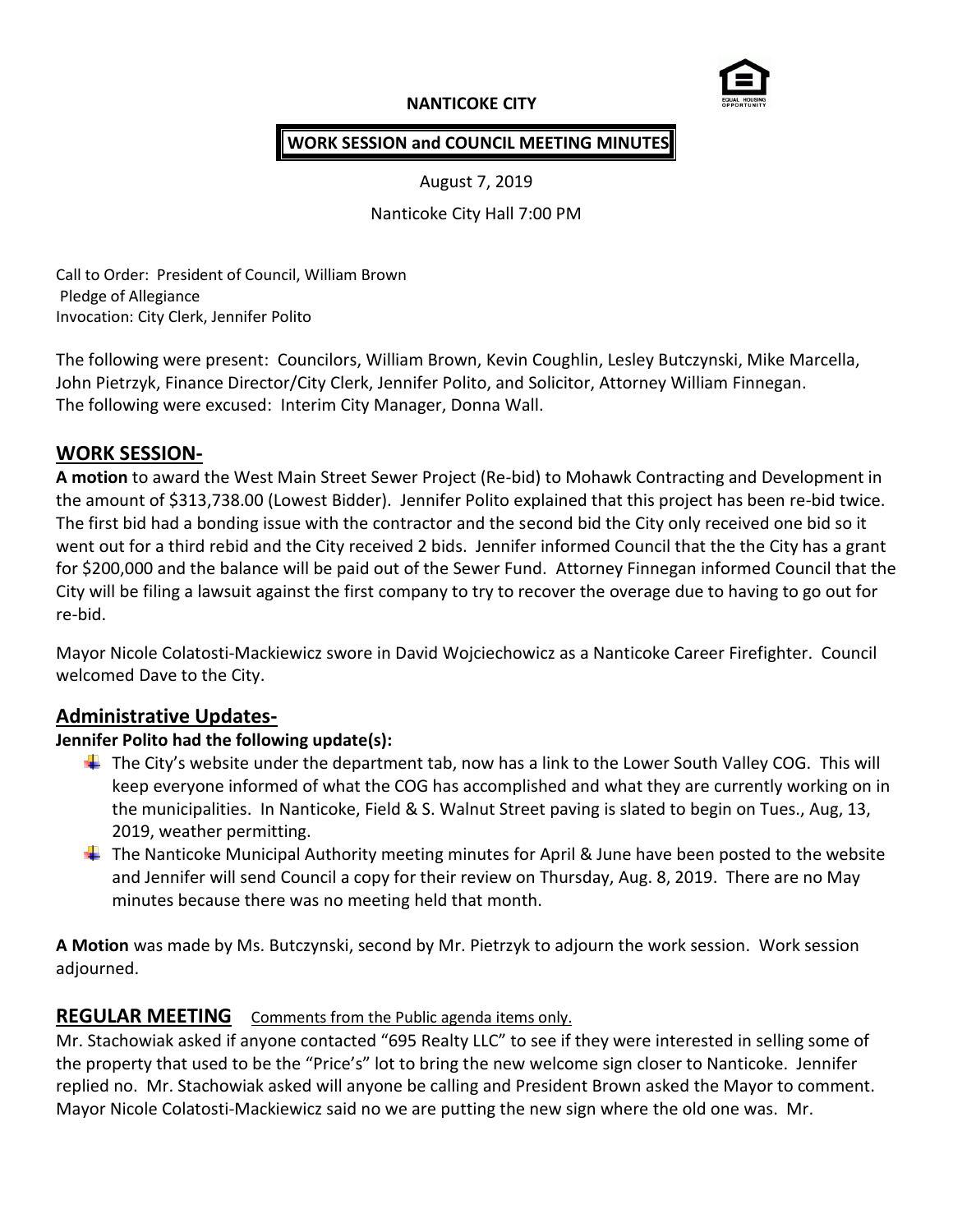**NANTICOKE CITY**

**WORK SESSION and COUNCIL MEETING MINUTES**

August 7, 2019

Nanticoke City Hall 7:00 PM

Call to Order: President of Council, William Brown
Pledge of Allegiance
Invocation: City Clerk, Jennifer Polito

The following were present: Councilors, William Brown, Kevin Coughlin, Lesley Butczynski, Mike Marcella, John Pietrzyk, Finance Director/City Clerk, Jennifer Polito, and Solicitor, Attorney William Finnegan.
The following were excused: Interim City Manager, Donna Wall.

## WORK SESSION-

**A motion** to award the West Main Street Sewer Project (Re-bid) to Mohawk Contracting and Development in the amount of $313,738.00 (Lowest Bidder). Jennifer Polito explained that this project has been re-bid twice. The first bid had a bonding issue with the contractor and the second bid the City only received one bid so it went out for a third rebid and the City received 2 bids. Jennifer informed Council that the the City has a grant for $200,000 and the balance will be paid out of the Sewer Fund. Attorney Finnegan informed Council that the City will be filing a lawsuit against the first company to try to recover the overage due to having to go out for re-bid.

Mayor Nicole Colatosti-Mackiewicz swore in David Wojciechowicz as a Nanticoke Career Firefighter. Council welcomed Dave to the City.

## Administrative Updates-

**Jennifer Polito had the following update(s):**

- The City's website under the department tab, now has a link to the Lower South Valley COG. This will keep everyone informed of what the COG has accomplished and what they are currently working on in the municipalities. In Nanticoke, Field & S. Walnut Street paving is slated to begin on Tues., Aug, 13, 2019, weather permitting.
- The Nanticoke Municipal Authority meeting minutes for April & June have been posted to the website and Jennifer will send Council a copy for their review on Thursday, Aug. 8, 2019. There are no May minutes because there was no meeting held that month.

**A Motion** was made by Ms. Butczynski, second by Mr. Pietrzyk to adjourn the work session. Work session adjourned.

## REGULAR MEETING Comments from the Public agenda items only.

Mr. Stachowiak asked if anyone contacted "695 Realty LLC" to see if they were interested in selling some of the property that used to be the "Price's" lot to bring the new welcome sign closer to Nanticoke. Jennifer replied no. Mr. Stachowiak asked will anyone be calling and President Brown asked the Mayor to comment. Mayor Nicole Colatosti-Mackiewicz said no we are putting the new sign where the old one was. Mr.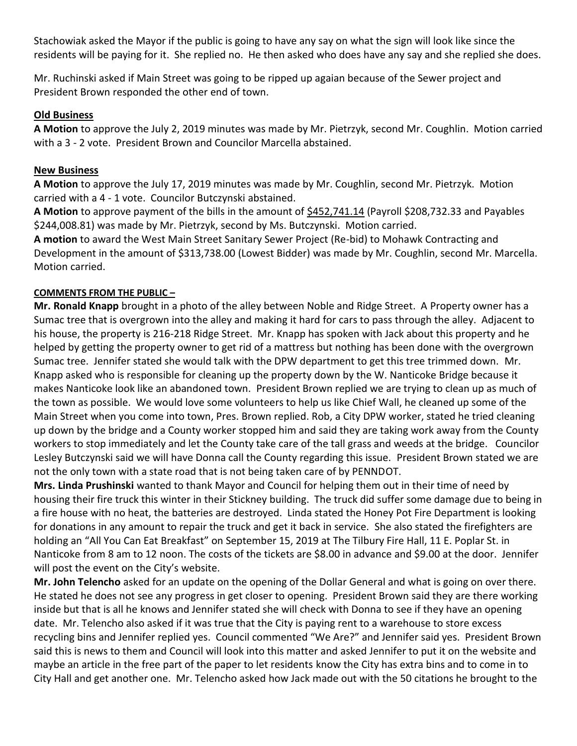Stachowiak asked the Mayor if the public is going to have any say on what the sign will look like since the residents will be paying for it. She replied no. He then asked who does have any say and she replied she does.

Mr. Ruchinski asked if Main Street was going to be ripped up agaian because of the Sewer project and President Brown responded the other end of town.

**Old Business**

**A Motion** to approve the July 2, 2019 minutes was made by Mr. Pietrzyk, second Mr. Coughlin. Motion carried with a 3 - 2 vote. President Brown and Councilor Marcella abstained.

**New Business**

**A Motion** to approve the July 17, 2019 minutes was made by Mr. Coughlin, second Mr. Pietrzyk. Motion carried with a 4 - 1 vote. Councilor Butczynski abstained.

**A Motion** to approve payment of the bills in the amount of $452,741.14 (Payroll $208,732.33 and Payables $244,008.81) was made by Mr. Pietrzyk, second by Ms. Butczynski. Motion carried.

**A motion** to award the West Main Street Sanitary Sewer Project (Re-bid) to Mohawk Contracting and Development in the amount of $313,738.00 (Lowest Bidder) was made by Mr. Coughlin, second Mr. Marcella. Motion carried.

**COMMENTS FROM THE PUBLIC –**

**Mr. Ronald Knapp** brought in a photo of the alley between Noble and Ridge Street. A Property owner has a Sumac tree that is overgrown into the alley and making it hard for cars to pass through the alley. Adjacent to his house, the property is 216-218 Ridge Street. Mr. Knapp has spoken with Jack about this property and he helped by getting the property owner to get rid of a mattress but nothing has been done with the overgrown Sumac tree. Jennifer stated she would talk with the DPW department to get this tree trimmed down. Mr. Knapp asked who is responsible for cleaning up the property down by the W. Nanticoke Bridge because it makes Nanticoke look like an abandoned town. President Brown replied we are trying to clean up as much of the town as possible. We would love some volunteers to help us like Chief Wall, he cleaned up some of the Main Street when you come into town, Pres. Brown replied. Rob, a City DPW worker, stated he tried cleaning up down by the bridge and a County worker stopped him and said they are taking work away from the County workers to stop immediately and let the County take care of the tall grass and weeds at the bridge. Councilor Lesley Butczynski said we will have Donna call the County regarding this issue. President Brown stated we are not the only town with a state road that is not being taken care of by PENNDOT.

**Mrs. Linda Prushinski** wanted to thank Mayor and Council for helping them out in their time of need by housing their fire truck this winter in their Stickney building. The truck did suffer some damage due to being in a fire house with no heat, the batteries are destroyed. Linda stated the Honey Pot Fire Department is looking for donations in any amount to repair the truck and get it back in service. She also stated the firefighters are holding an "All You Can Eat Breakfast" on September 15, 2019 at The Tilbury Fire Hall, 11 E. Poplar St. in Nanticoke from 8 am to 12 noon. The costs of the tickets are $8.00 in advance and $9.00 at the door. Jennifer will post the event on the City's website.

**Mr. John Telencho** asked for an update on the opening of the Dollar General and what is going on over there. He stated he does not see any progress in get closer to opening. President Brown said they are there working inside but that is all he knows and Jennifer stated she will check with Donna to see if they have an opening date. Mr. Telencho also asked if it was true that the City is paying rent to a warehouse to store excess recycling bins and Jennifer replied yes. Council commented "We Are?" and Jennifer said yes. President Brown said this is news to them and Council will look into this matter and asked Jennifer to put it on the website and maybe an article in the free part of the paper to let residents know the City has extra bins and to come in to City Hall and get another one. Mr. Telencho asked how Jack made out with the 50 citations he brought to the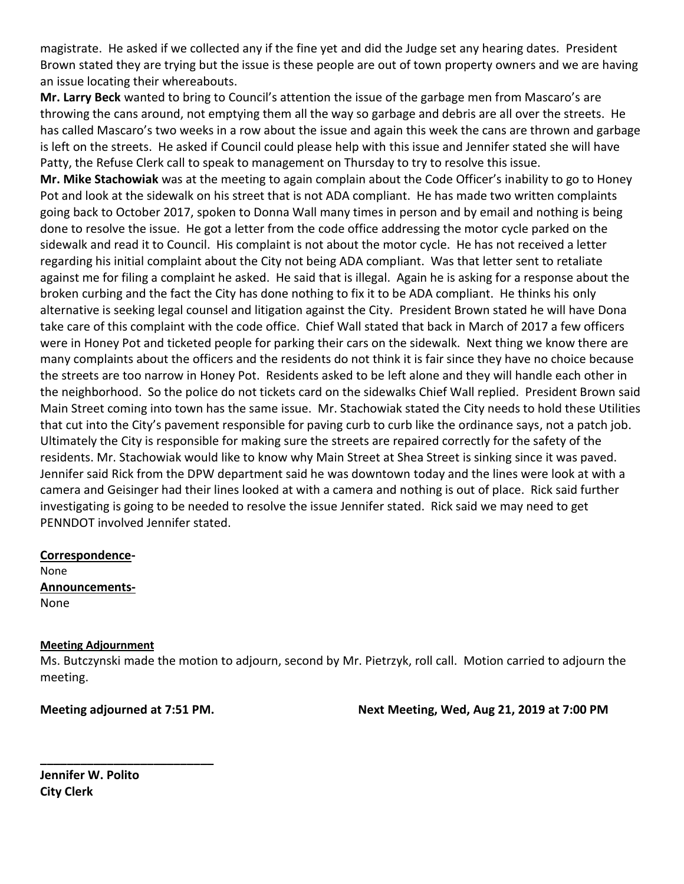magistrate. He asked if we collected any if the fine yet and did the Judge set any hearing dates. President Brown stated they are trying but the issue is these people are out of town property owners and we are having an issue locating their whereabouts.

**Mr. Larry Beck** wanted to bring to Council's attention the issue of the garbage men from Mascaro's are throwing the cans around, not emptying them all the way so garbage and debris are all over the streets. He has called Mascaro's two weeks in a row about the issue and again this week the cans are thrown and garbage is left on the streets. He asked if Council could please help with this issue and Jennifer stated she will have Patty, the Refuse Clerk call to speak to management on Thursday to try to resolve this issue.

**Mr. Mike Stachowiak** was at the meeting to again complain about the Code Officer's inability to go to Honey Pot and look at the sidewalk on his street that is not ADA compliant. He has made two written complaints going back to October 2017, spoken to Donna Wall many times in person and by email and nothing is being done to resolve the issue. He got a letter from the code office addressing the motor cycle parked on the sidewalk and read it to Council. His complaint is not about the motor cycle. He has not received a letter regarding his initial complaint about the City not being ADA compliant. Was that letter sent to retaliate against me for filing a complaint he asked. He said that is illegal. Again he is asking for a response about the broken curbing and the fact the City has done nothing to fix it to be ADA compliant. He thinks his only alternative is seeking legal counsel and litigation against the City. President Brown stated he will have Dona take care of this complaint with the code office. Chief Wall stated that back in March of 2017 a few officers were in Honey Pot and ticketed people for parking their cars on the sidewalk. Next thing we know there are many complaints about the officers and the residents do not think it is fair since they have no choice because the streets are too narrow in Honey Pot. Residents asked to be left alone and they will handle each other in the neighborhood. So the police do not tickets card on the sidewalks Chief Wall replied. President Brown said Main Street coming into town has the same issue. Mr. Stachowiak stated the City needs to hold these Utilities that cut into the City's pavement responsible for paving curb to curb like the ordinance says, not a patch job. Ultimately the City is responsible for making sure the streets are repaired correctly for the safety of the residents. Mr. Stachowiak would like to know why Main Street at Shea Street is sinking since it was paved. Jennifer said Rick from the DPW department said he was downtown today and the lines were look at with a camera and Geisinger had their lines looked at with a camera and nothing is out of place. Rick said further investigating is going to be needed to resolve the issue Jennifer stated. Rick said we may need to get PENNDOT involved Jennifer stated.

**Correspondence-**

None

**Announcements-**

None

**Meeting Adjournment**

Ms. Butczynski made the motion to adjourn, second by Mr. Pietrzyk, roll call. Motion carried to adjourn the meeting.

**Meeting adjourned at 7:51 PM.** **Next Meeting, Wed, Aug 21, 2019 at 7:00 PM**

\_\_\_\_\_\_\_\_\_\_\_\_\_\_\_\_\_\_\_\_\_\_\_\_\_\_\_

**Jennifer W. Polito**
**City Clerk**